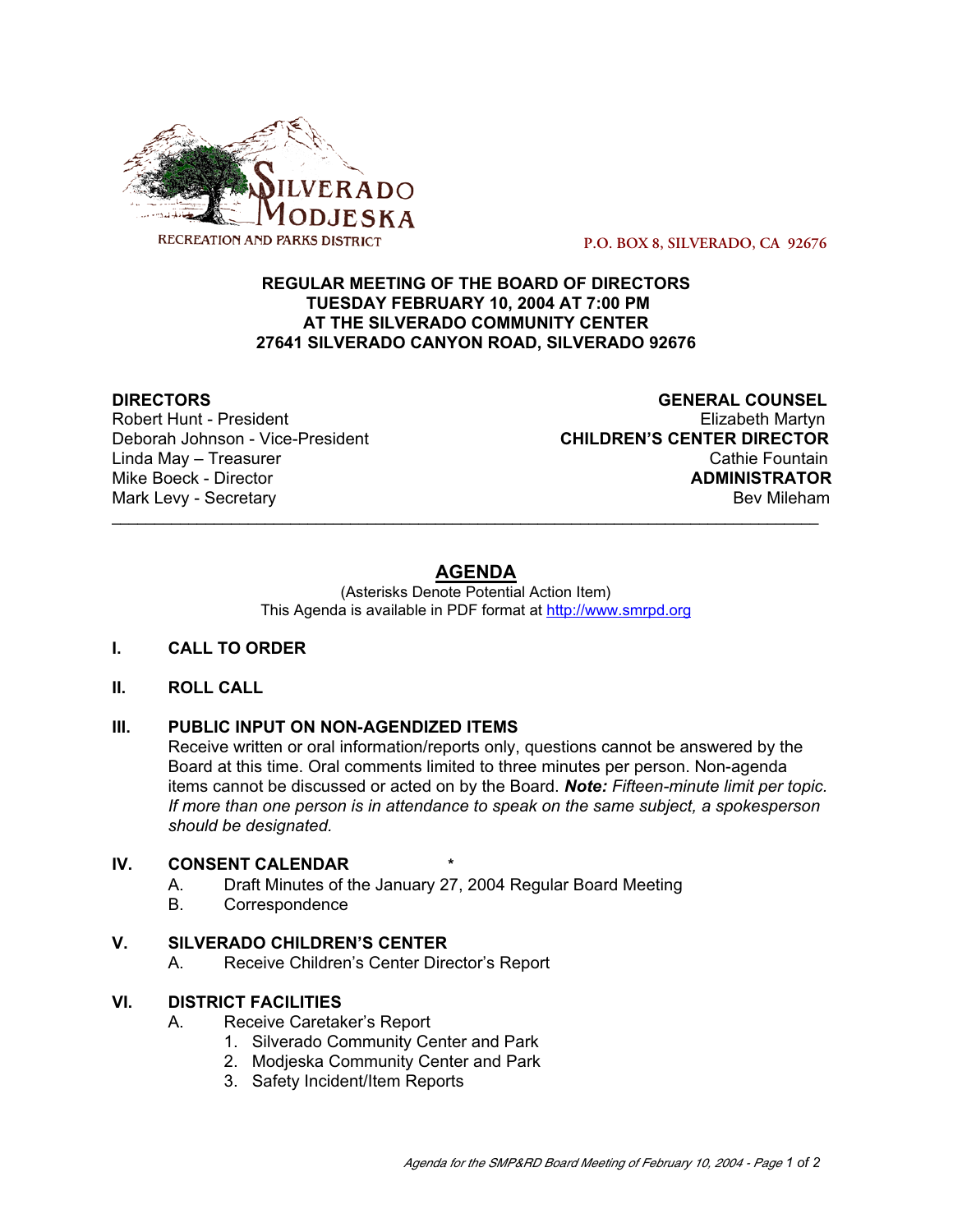SILVERADO MODJESKA RECREATION AND PARKS DISTRICT

P.O. BOX 8, SILVERADO, CA 92676

**REGULAR MEETING OF THE BOARD OF DIRECTORS**
**TUESDAY FEBRUARY 10, 2004 AT 7:00 PM**
**AT THE SILVERADO COMMUNITY CENTER**
**27641 SILVERADO CANYON ROAD, SILVERADO 92676**

**DIRECTORS**
Robert Hunt - President
Deborah Johnson - Vice-President
Linda May – Treasurer
Mike Boeck - Director
Mark Levy - Secretary

**GENERAL COUNSEL**
Elizabeth Martyn

**CHILDREN'S CENTER DIRECTOR**
Cathie Fountain

**ADMINISTRATOR**
Bev Mileham

---

# AGENDA

(Asterisks Denote Potential Action Item)
This Agenda is available in PDF format at http://www.smrpd.org

**I. CALL TO ORDER**

**II. ROLL CALL**

**III. PUBLIC INPUT ON NON-AGENDIZED ITEMS**

Receive written or oral information/reports only, questions cannot be answered by the Board at this time. Oral comments limited to three minutes per person. Non-agenda items cannot be discussed or acted on by the Board. ***Note:*** *Fifteen-minute limit per topic. If more than one person is in attendance to speak on the same subject, a spokesperson should be designated.*

**IV. CONSENT CALENDAR** *

A. Draft Minutes of the January 27, 2004 Regular Board Meeting
B. Correspondence

**V. SILVERADO CHILDREN'S CENTER**

A. Receive Children's Center Director's Report

**VI. DISTRICT FACILITIES**

A. Receive Caretaker's Report
1. Silverado Community Center and Park
2. Modjeska Community Center and Park
3. Safety Incident/Item Reports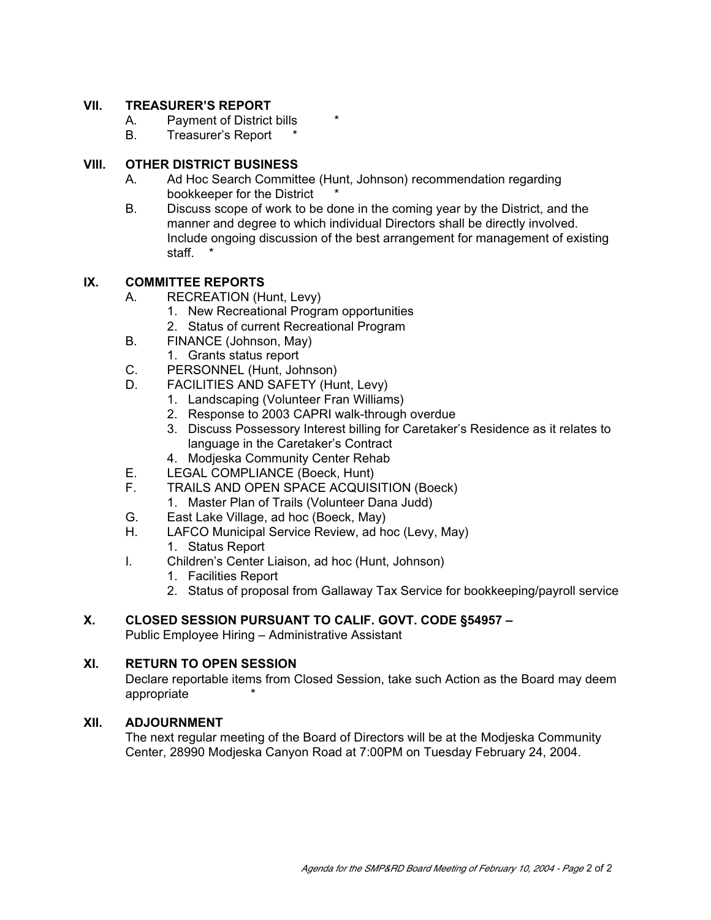## VII. TREASURER'S REPORT

A. Payment of District bills *

B. Treasurer's Report *

## VIII. OTHER DISTRICT BUSINESS

A. Ad Hoc Search Committee (Hunt, Johnson) recommendation regarding bookkeeper for the District *

B. Discuss scope of work to be done in the coming year by the District, and the manner and degree to which individual Directors shall be directly involved. Include ongoing discussion of the best arrangement for management of existing staff. *

## IX. COMMITTEE REPORTS

A. RECREATION (Hunt, Levy)
   1. New Recreational Program opportunities
   2. Status of current Recreational Program

B. FINANCE (Johnson, May)
   1. Grants status report

C. PERSONNEL (Hunt, Johnson)

D. FACILITIES AND SAFETY (Hunt, Levy)
   1. Landscaping (Volunteer Fran Williams)
   2. Response to 2003 CAPRI walk-through overdue
   3. Discuss Possessory Interest billing for Caretaker's Residence as it relates to language in the Caretaker's Contract
   4. Modjeska Community Center Rehab

E. LEGAL COMPLIANCE (Boeck, Hunt)

F. TRAILS AND OPEN SPACE ACQUISITION (Boeck)
   1. Master Plan of Trails (Volunteer Dana Judd)

G. East Lake Village, ad hoc (Boeck, May)

H. LAFCO Municipal Service Review, ad hoc (Levy, May)
   1. Status Report

I. Children's Center Liaison, ad hoc (Hunt, Johnson)
   1. Facilities Report
   2. Status of proposal from Gallaway Tax Service for bookkeeping/payroll service

## X. CLOSED SESSION PURSUANT TO CALIF. GOVT. CODE §54957 –

Public Employee Hiring – Administrative Assistant

## XI. RETURN TO OPEN SESSION

Declare reportable items from Closed Session, take such Action as the Board may deem appropriate *

## XII. ADJOURNMENT

The next regular meeting of the Board of Directors will be at the Modjeska Community Center, 28990 Modjeska Canyon Road at 7:00PM on Tuesday February 24, 2004.